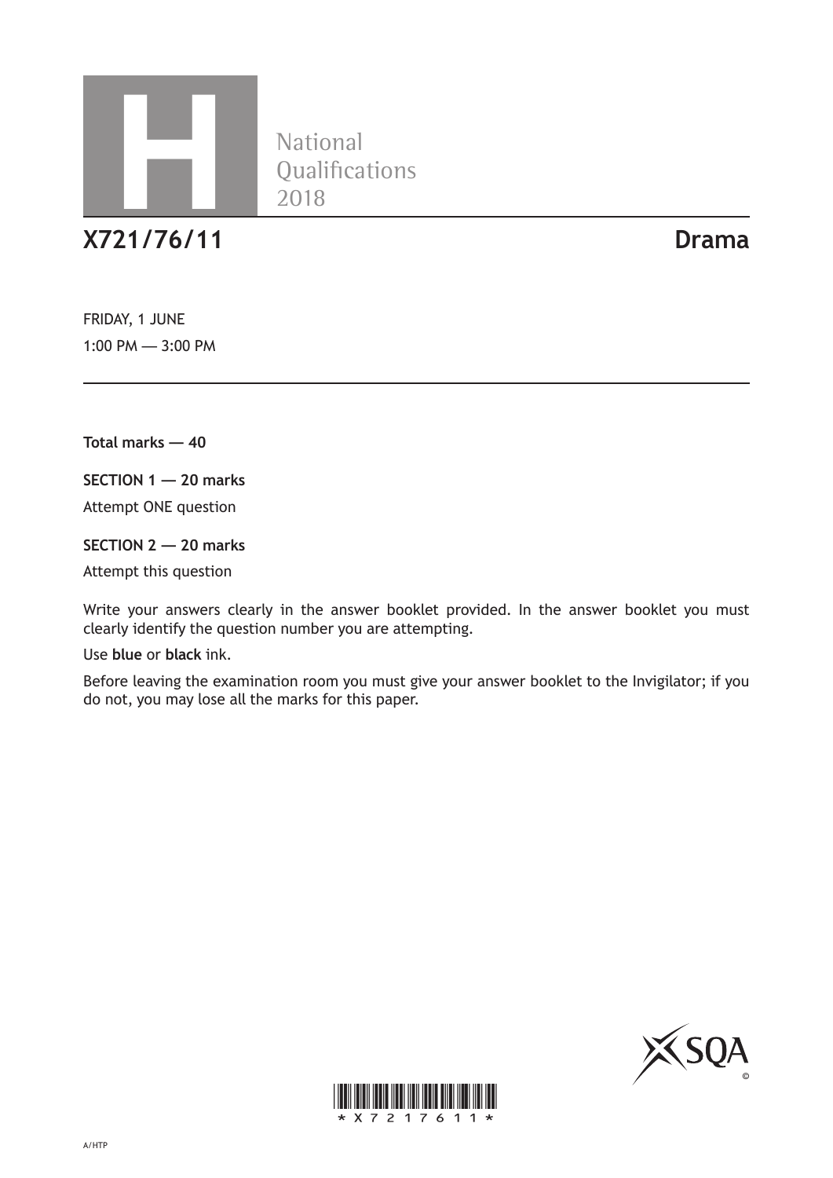H

National Qualifications 2018

# X721/76/11 Drama

FRIDAY, 1 JUNE

1:00 PM — 3:00 PM

**Total marks — 40**

**SECTION 1 — 20 marks**

Attempt ONE question

**SECTION 2 — 20 marks**

Attempt this question

Write your answers clearly in the answer booklet provided. In the answer booklet you must clearly identify the question number you are attempting.

Use **blue** or **black** ink.

Before leaving the examination room you must give your answer booklet to the Invigilator; if you do not, you may lose all the marks for this paper.

*X7217611*

A/HTP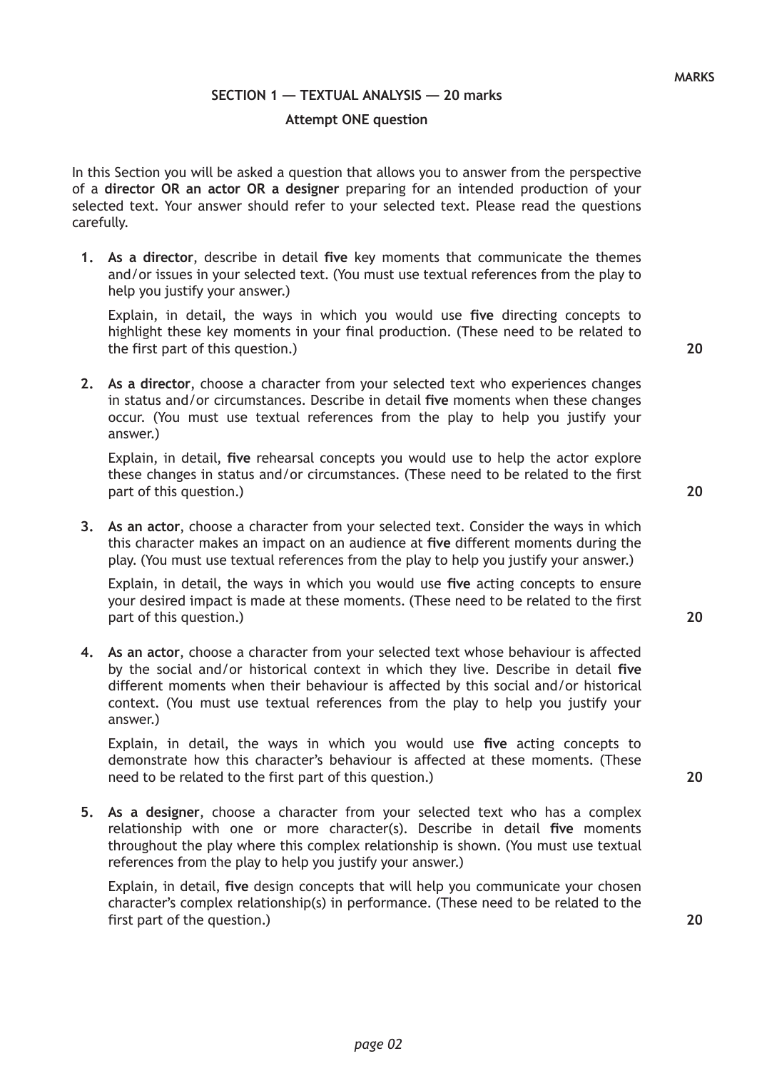**MARKS**

## SECTION 1 — TEXTUAL ANALYSIS — 20 marks

**Attempt ONE question**

In this Section you will be asked a question that allows you to answer from the perspective of a **director OR an actor OR a designer** preparing for an intended production of your selected text. Your answer should refer to your selected text. Please read the questions carefully.

1. **As a director**, describe in detail **five** key moments that communicate the themes and/or issues in your selected text. (You must use textual references from the play to help you justify your answer.)

   Explain, in detail, the ways in which you would use **five** directing concepts to highlight these key moments in your final production. (These need to be related to the first part of this question.) **20**

2. **As a director**, choose a character from your selected text who experiences changes in status and/or circumstances. Describe in detail **five** moments when these changes occur. (You must use textual references from the play to help you justify your answer.)

   Explain, in detail, **five** rehearsal concepts you would use to help the actor explore these changes in status and/or circumstances. (These need to be related to the first part of this question.) **20**

3. **As an actor**, choose a character from your selected text. Consider the ways in which this character makes an impact on an audience at **five** different moments during the play. (You must use textual references from the play to help you justify your answer.)

   Explain, in detail, the ways in which you would use **five** acting concepts to ensure your desired impact is made at these moments. (These need to be related to the first part of this question.) **20**

4. **As an actor**, choose a character from your selected text whose behaviour is affected by the social and/or historical context in which they live. Describe in detail **five** different moments when their behaviour is affected by this social and/or historical context. (You must use textual references from the play to help you justify your answer.)

   Explain, in detail, the ways in which you would use **five** acting concepts to demonstrate how this character's behaviour is affected at these moments. (These need to be related to the first part of this question.) **20**

5. **As a designer**, choose a character from your selected text who has a complex relationship with one or more character(s). Describe in detail **five** moments throughout the play where this complex relationship is shown. (You must use textual references from the play to help you justify your answer.)

   Explain, in detail, **five** design concepts that will help you communicate your chosen character's complex relationship(s) in performance. (These need to be related to the first part of the question.) **20**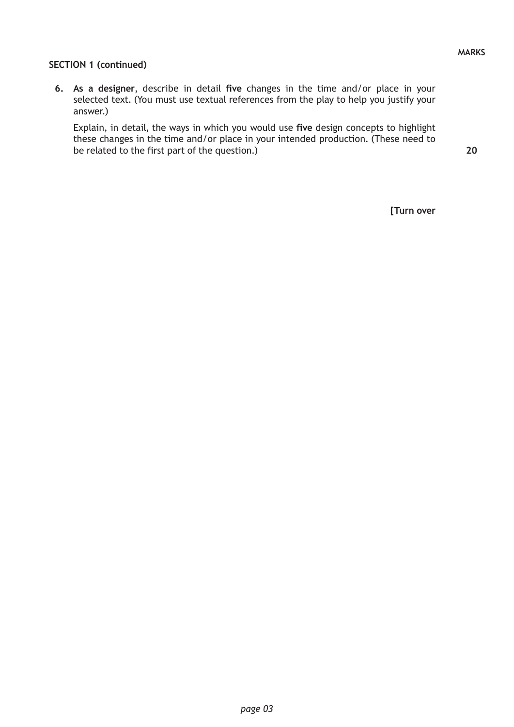MARKS

**SECTION 1 (continued)**

**6.** **As a designer**, describe in detail **five** changes in the time and/or place in your selected text. (You must use textual references from the play to help you justify your answer.)

Explain, in detail, the ways in which you would use **five** design concepts to highlight these changes in the time and/or place in your intended production. (These need to be related to the first part of the question.) **20**

**[Turn over**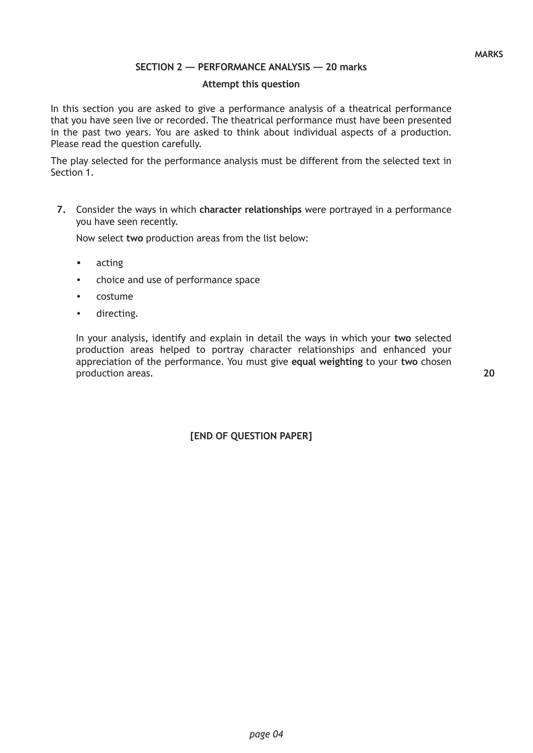MARKS

## SECTION 2 — PERFORMANCE ANALYSIS — 20 marks

**Attempt this question**

In this section you are asked to give a performance analysis of a theatrical performance that you have seen live or recorded. The theatrical performance must have been presented in the past two years. You are asked to think about individual aspects of a production. Please read the question carefully.

The play selected for the performance analysis must be different from the selected text in Section 1.

**7.** Consider the ways in which **character relationships** were portrayed in a performance you have seen recently.

Now select **two** production areas from the list below:

- acting
- choice and use of performance space
- costume
- directing.

In your analysis, identify and explain in detail the ways in which your **two** selected production areas helped to portray character relationships and enhanced your appreciation of the performance. You must give **equal weighting** to your **two** chosen production areas. **20**

**[END OF QUESTION PAPER]**